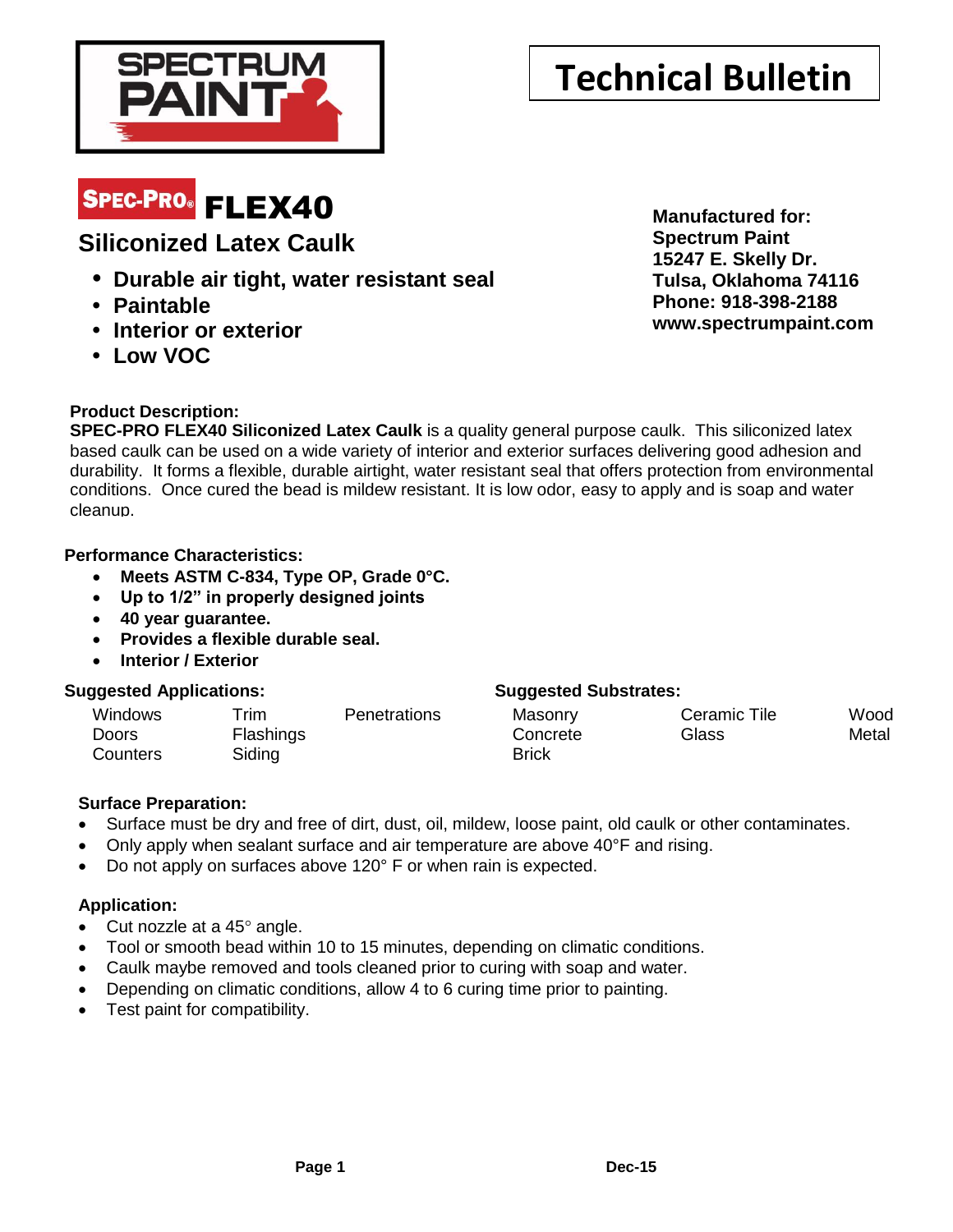SPECTRUM PAINT

# Technical Bulletin

## SPEC-PRO® FLEX40

### Siliconized Latex Caulk

- **Durable air tight, water resistant seal**
- **Paintable**
- **Interior or exterior**
- **Low VOC**

**Manufactured for:**
**Spectrum Paint**
**15247 E. Skelly Dr.**
**Tulsa, Oklahoma 74116**
**Phone: 918-398-2188**
**www.spectrumpaint.com**

**Product Description:**
**SPEC-PRO FLEX40 Siliconized Latex Caulk** is a quality general purpose caulk. This siliconized latex based caulk can be used on a wide variety of interior and exterior surfaces delivering good adhesion and durability. It forms a flexible, durable airtight, water resistant seal that offers protection from environmental conditions. Once cured the bead is mildew resistant. It is low odor, easy to apply and is soap and water cleanup.

**Performance Characteristics:**

- **Meets ASTM C-834, Type OP, Grade 0°C.**
- **Up to 1/2" in properly designed joints**
- **40 year guarantee.**
- **Provides a flexible durable seal.**
- **Interior / Exterior**

**Suggested Applications:**

| | | |
|---|---|---|
| Windows | Trim | Penetrations |
| Doors | Flashings | |
| Counters | Siding | |

**Suggested Substrates:**

| | | |
|---|---|---|
| Masonry | Ceramic Tile | Wood |
| Concrete | Glass | Metal |
| Brick | | |

**Surface Preparation:**

- Surface must be dry and free of dirt, dust, oil, mildew, loose paint, old caulk or other contaminates.
- Only apply when sealant surface and air temperature are above 40°F and rising.
- Do not apply on surfaces above 120° F or when rain is expected.

**Application:**

- Cut nozzle at a 45° angle.
- Tool or smooth bead within 10 to 15 minutes, depending on climatic conditions.
- Caulk maybe removed and tools cleaned prior to curing with soap and water.
- Depending on climatic conditions, allow 4 to 6 curing time prior to painting.
- Test paint for compatibility.

Dec-15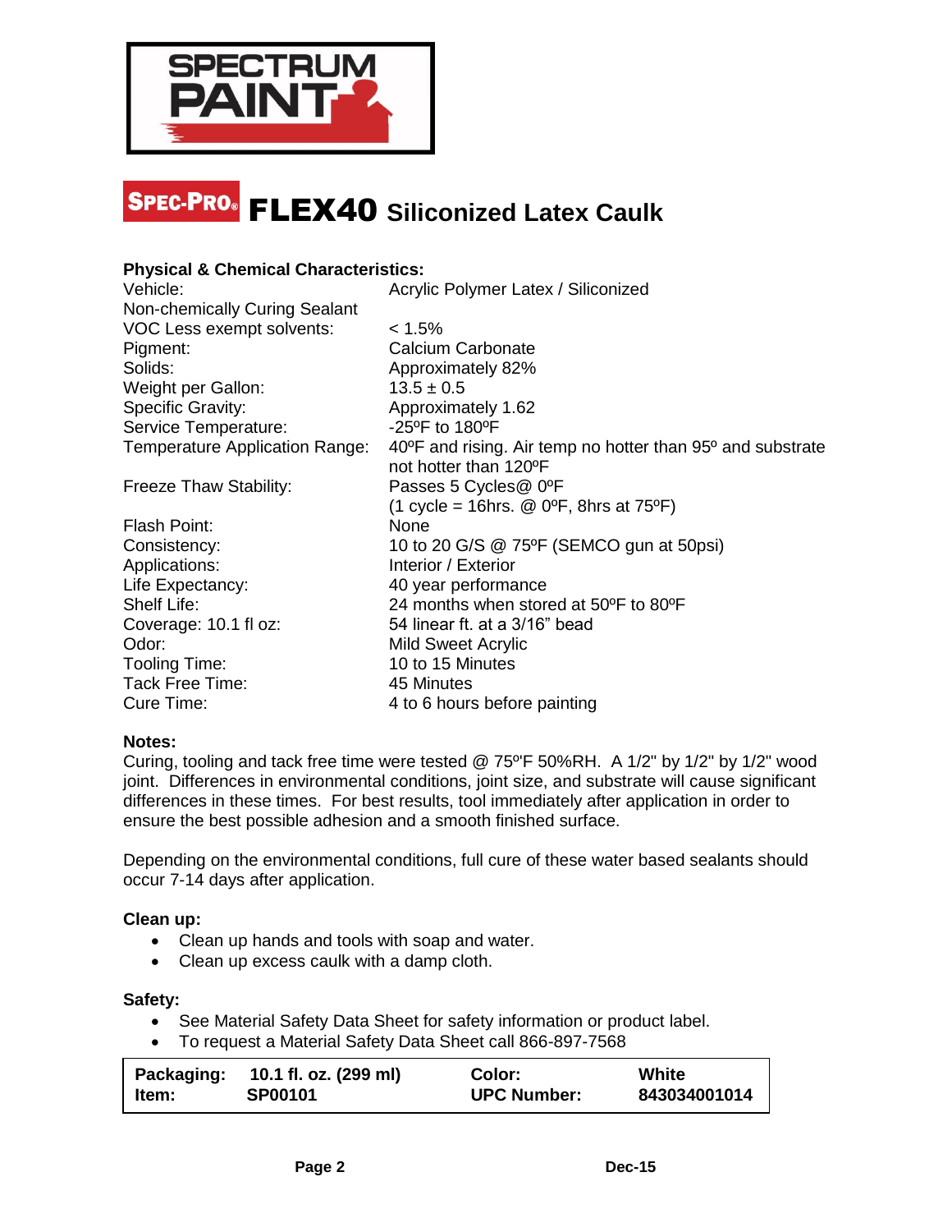SPECTRUM PAINT

# SPEC-PRO® FLEX40 Siliconized Latex Caulk

**Physical & Chemical Characteristics:**

| | |
|---|---|
| Vehicle: | Acrylic Polymer Latex / Siliconized |
| Non-chemically Curing Sealant | |
| VOC Less exempt solvents: | < 1.5% |
| Pigment: | Calcium Carbonate |
| Solids: | Approximately 82% |
| Weight per Gallon: | 13.5 ± 0.5 |
| Specific Gravity: | Approximately 1.62 |
| Service Temperature: | -25ºF to 180ºF |
| Temperature Application Range: | 40ºF and rising. Air temp no hotter than 95º and substrate not hotter than 120ºF |
| Freeze Thaw Stability: | Passes 5 Cycles@ 0ºF (1 cycle = 16hrs. @ 0ºF, 8hrs at 75ºF) |
| Flash Point: | None |
| Consistency: | 10 to 20 G/S @ 75ºF (SEMCO gun at 50psi) |
| Applications: | Interior / Exterior |
| Life Expectancy: | 40 year performance |
| Shelf Life: | 24 months when stored at 50ºF to 80ºF |
| Coverage: 10.1 fl oz: | 54 linear ft. at a 3/16" bead |
| Odor: | Mild Sweet Acrylic |
| Tooling Time: | 10 to 15 Minutes |
| Tack Free Time: | 45 Minutes |
| Cure Time: | 4 to 6 hours before painting |

**Notes:**

Curing, tooling and tack free time were tested @ 75ºF 50%RH. A 1/2" by 1/2" by 1/2" wood joint. Differences in environmental conditions, joint size, and substrate will cause significant differences in these times. For best results, tool immediately after application in order to ensure the best possible adhesion and a smooth finished surface.

Depending on the environmental conditions, full cure of these water based sealants should occur 7-14 days after application.

**Clean up:**

- Clean up hands and tools with soap and water.
- Clean up excess caulk with a damp cloth.

**Safety:**

- See Material Safety Data Sheet for safety information or product label.
- To request a Material Safety Data Sheet call 866-897-7568

| | | | |
|---|---|---|---|
| **Packaging:** | **10.1 fl. oz. (299 ml)** | **Color:** | **White** |
| **Item:** | **SP00101** | **UPC Number:** | **843034001014** |

**Dec-15**